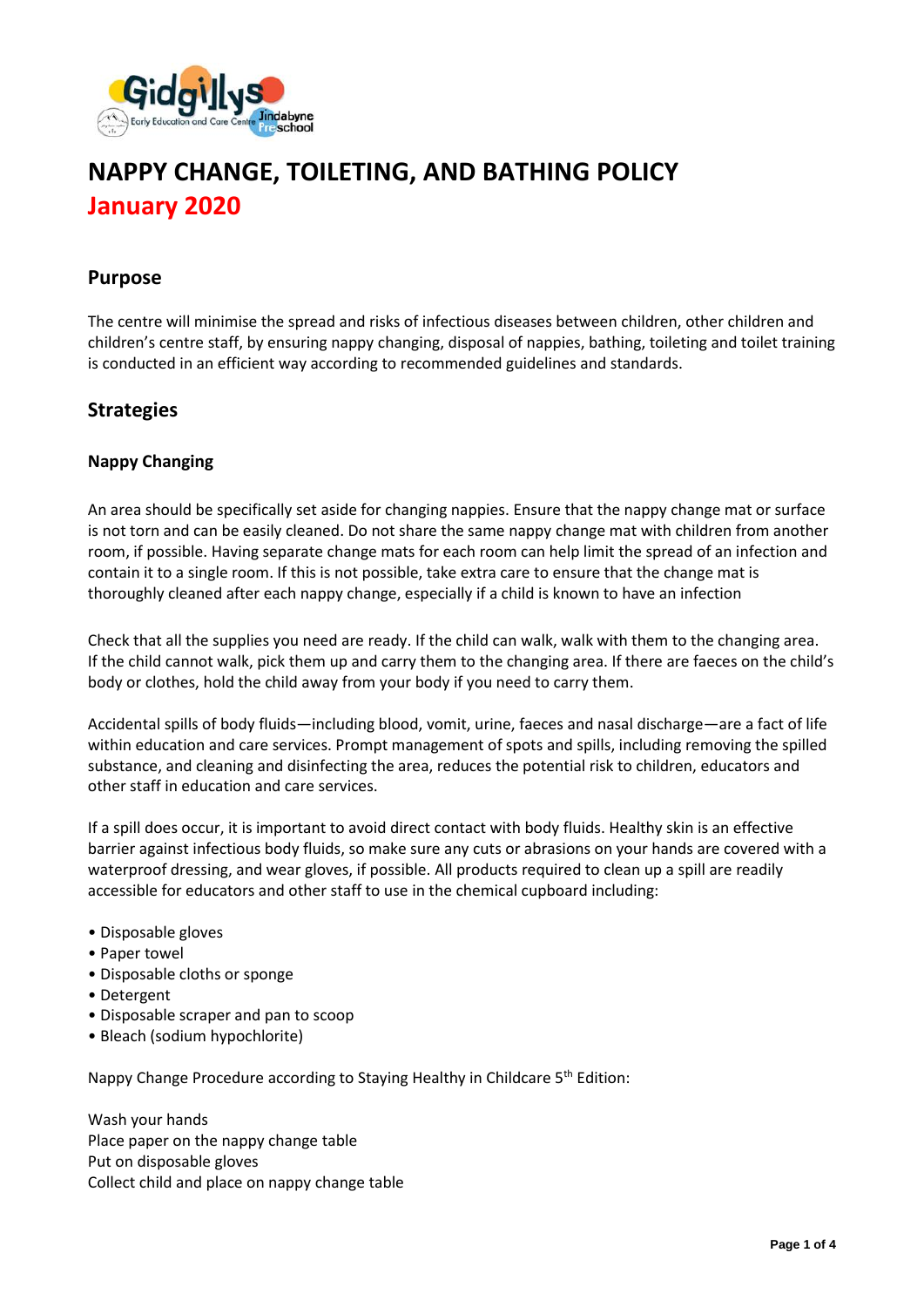# NAPPY CHANGE, TOILETING, AND BATHING POLICY

## January 2020

## Purpose

The centre will minimise the spread and risks of infectious diseases between children, other children and children's centre staff, by ensuring nappy changing, disposal of nappies, bathing, toileting and toilet training is conducted in an efficient way according to recommended guidelines and standards.

## Strategies

### Nappy Changing

An area should be specifically set aside for changing nappies. Ensure that the nappy change mat or surface is not torn and can be easily cleaned. Do not share the same nappy change mat with children from another room, if possible. Having separate change mats for each room can help limit the spread of an infection and contain it to a single room. If this is not possible, take extra care to ensure that the change mat is thoroughly cleaned after each nappy change, especially if a child is known to have an infection

Check that all the supplies you need are ready. If the child can walk, walk with them to the changing area. If the child cannot walk, pick them up and carry them to the changing area. If there are faeces on the child's body or clothes, hold the child away from your body if you need to carry them.

Accidental spills of body fluids—including blood, vomit, urine, faeces and nasal discharge—are a fact of life within education and care services. Prompt management of spots and spills, including removing the spilled substance, and cleaning and disinfecting the area, reduces the potential risk to children, educators and other staff in education and care services.

If a spill does occur, it is important to avoid direct contact with body fluids. Healthy skin is an effective barrier against infectious body fluids, so make sure any cuts or abrasions on your hands are covered with a waterproof dressing, and wear gloves, if possible. All products required to clean up a spill are readily accessible for educators and other staff to use in the chemical cupboard including:

- Disposable gloves
- Paper towel
- Disposable cloths or sponge
- Detergent
- Disposable scraper and pan to scoop
- Bleach (sodium hypochlorite)

Nappy Change Procedure according to Staying Healthy in Childcare 5th Edition:

Wash your hands
Place paper on the nappy change table
Put on disposable gloves
Collect child and place on nappy change table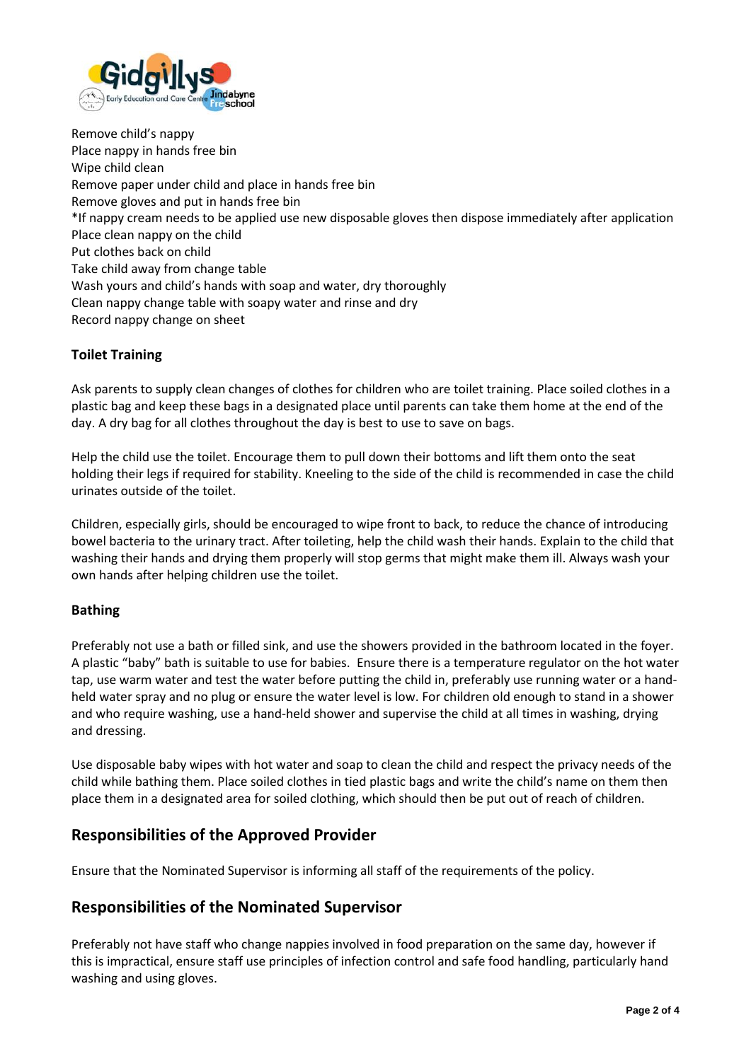Remove child's nappy
Place nappy in hands free bin
Wipe child clean
Remove paper under child and place in hands free bin
Remove gloves and put in hands free bin
*If nappy cream needs to be applied use new disposable gloves then dispose immediately after application
Place clean nappy on the child
Put clothes back on child
Take child away from change table
Wash yours and child's hands with soap and water, dry thoroughly
Clean nappy change table with soapy water and rinse and dry
Record nappy change on sheet

**Toilet Training**

Ask parents to supply clean changes of clothes for children who are toilet training. Place soiled clothes in a plastic bag and keep these bags in a designated place until parents can take them home at the end of the day. A dry bag for all clothes throughout the day is best to use to save on bags.

Help the child use the toilet. Encourage them to pull down their bottoms and lift them onto the seat holding their legs if required for stability. Kneeling to the side of the child is recommended in case the child urinates outside of the toilet.

Children, especially girls, should be encouraged to wipe front to back, to reduce the chance of introducing bowel bacteria to the urinary tract. After toileting, help the child wash their hands. Explain to the child that washing their hands and drying them properly will stop germs that might make them ill. Always wash your own hands after helping children use the toilet.

**Bathing**

Preferably not use a bath or filled sink, and use the showers provided in the bathroom located in the foyer. A plastic "baby" bath is suitable to use for babies. Ensure there is a temperature regulator on the hot water tap, use warm water and test the water before putting the child in, preferably use running water or a hand-held water spray and no plug or ensure the water level is low. For children old enough to stand in a shower and who require washing, use a hand-held shower and supervise the child at all times in washing, drying and dressing.

Use disposable baby wipes with hot water and soap to clean the child and respect the privacy needs of the child while bathing them. Place soiled clothes in tied plastic bags and write the child's name on them then place them in a designated area for soiled clothing, which should then be put out of reach of children.

## Responsibilities of the Approved Provider

Ensure that the Nominated Supervisor is informing all staff of the requirements of the policy.

## Responsibilities of the Nominated Supervisor

Preferably not have staff who change nappies involved in food preparation on the same day, however if this is impractical, ensure staff use principles of infection control and safe food handling, particularly hand washing and using gloves.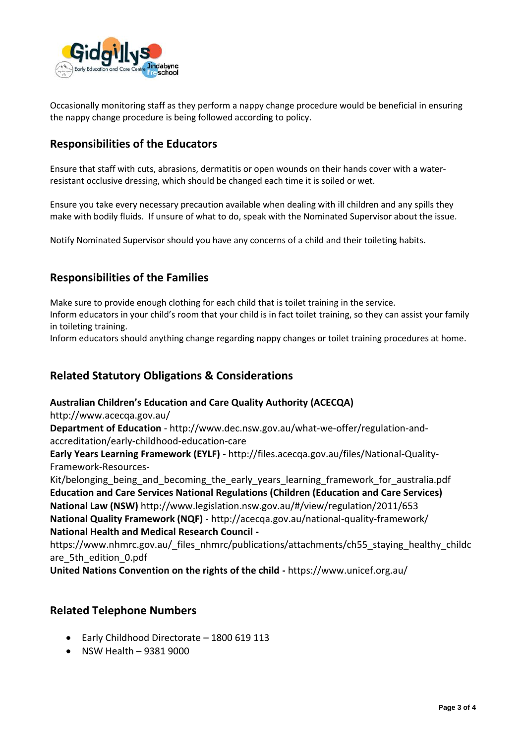Occasionally monitoring staff as they perform a nappy change procedure would be beneficial in ensuring the nappy change procedure is being followed according to policy.

## Responsibilities of the Educators

Ensure that staff with cuts, abrasions, dermatitis or open wounds on their hands cover with a water-resistant occlusive dressing, which should be changed each time it is soiled or wet.

Ensure you take every necessary precaution available when dealing with ill children and any spills they make with bodily fluids. If unsure of what to do, speak with the Nominated Supervisor about the issue.

Notify Nominated Supervisor should you have any concerns of a child and their toileting habits.

## Responsibilities of the Families

Make sure to provide enough clothing for each child that is toilet training in the service.
Inform educators in your child's room that your child is in fact toilet training, so they can assist your family in toileting training.
Inform educators should anything change regarding nappy changes or toilet training procedures at home.

## Related Statutory Obligations & Considerations

**Australian Children's Education and Care Quality Authority (ACECQA)**
http://www.acecqa.gov.au/
**Department of Education** - http://www.dec.nsw.gov.au/what-we-offer/regulation-and-accreditation/early-childhood-education-care
**Early Years Learning Framework (EYLF)** - http://files.acecqa.gov.au/files/National-Quality-Framework-Resources-Kit/belonging_being_and_becoming_the_early_years_learning_framework_for_australia.pdf
**Education and Care Services National Regulations (Children (Education and Care Services) National Law (NSW)** http://www.legislation.nsw.gov.au/#/view/regulation/2011/653
**National Quality Framework (NQF)** - http://acecqa.gov.au/national-quality-framework/
**National Health and Medical Research Council -**
https://www.nhmrc.gov.au/_files_nhmrc/publications/attachments/ch55_staying_healthy_childcare_5th_edition_0.pdf
**United Nations Convention on the rights of the child -** https://www.unicef.org.au/

## Related Telephone Numbers

- Early Childhood Directorate – 1800 619 113
- NSW Health – 9381 9000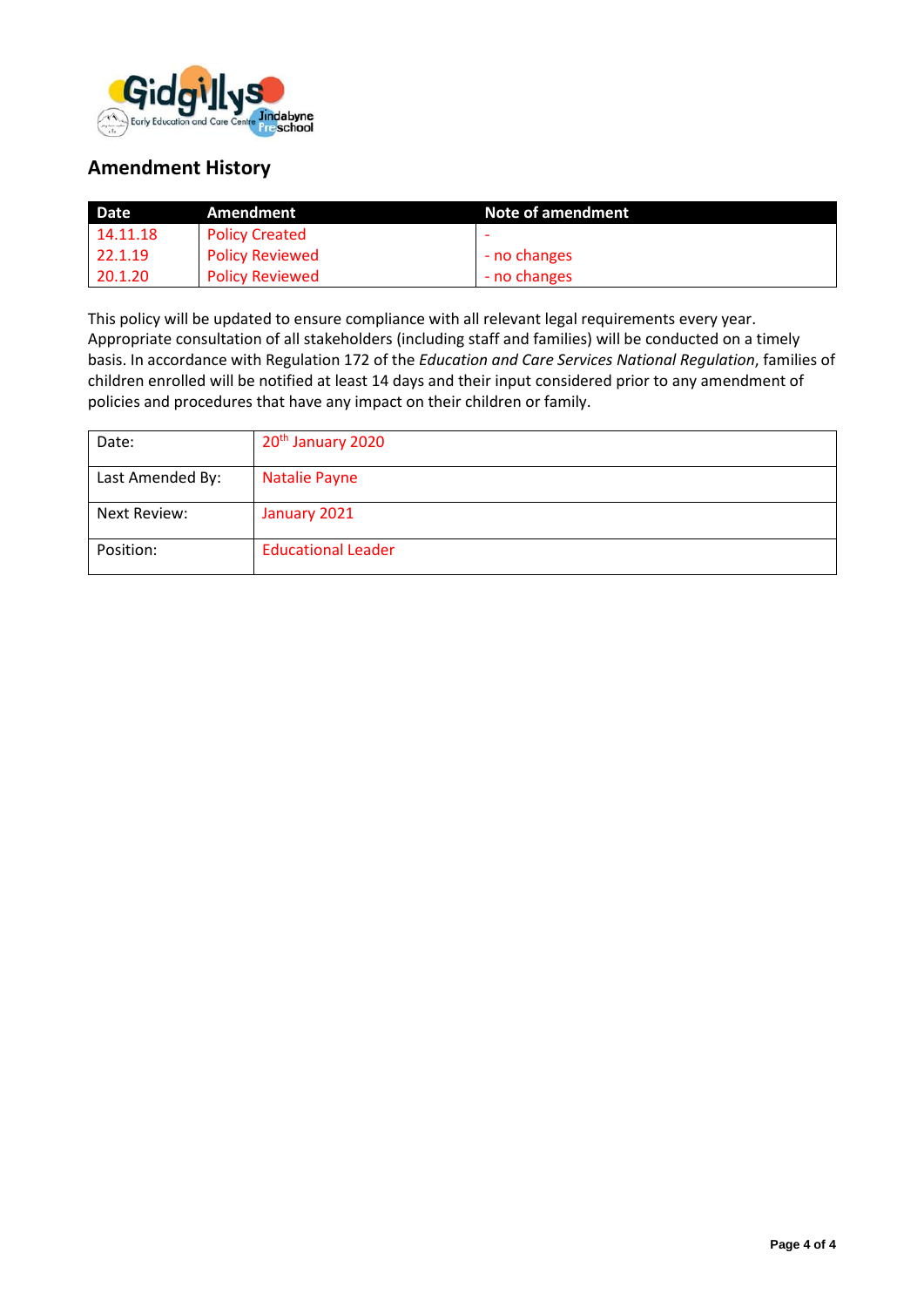## Amendment History

| Date | Amendment | Note of amendment |
|---|---|---|
| 14.11.18 | Policy Created | - |
| 22.1.19 | Policy Reviewed | - no changes |
| 20.1.20 | Policy Reviewed | - no changes |

This policy will be updated to ensure compliance with all relevant legal requirements every year. Appropriate consultation of all stakeholders (including staff and families) will be conducted on a timely basis. In accordance with Regulation 172 of the *Education and Care Services National Regulation*, families of children enrolled will be notified at least 14 days and their input considered prior to any amendment of policies and procedures that have any impact on their children or family.

| | |
|---|---|
| Date: | 20th January 2020 |
| Last Amended By: | Natalie Payne |
| Next Review: | January 2021 |
| Position: | Educational Leader |